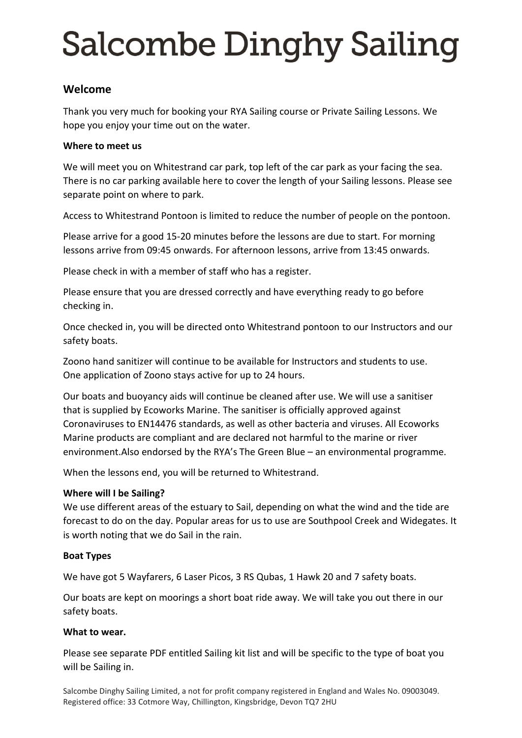# Salcombe Dinghy Sailing

## Welcome

Thank you very much for booking your RYA Sailing course or Private Sailing Lessons. We hope you enjoy your time out on the water.

**Where to meet us**

We will meet you on Whitestrand car park, top left of the car park as your facing the sea. There is no car parking available here to cover the length of your Sailing lessons. Please see separate point on where to park.

Access to Whitestrand Pontoon is limited to reduce the number of people on the pontoon.

Please arrive for a good 15-20 minutes before the lessons are due to start. For morning lessons arrive from 09:45 onwards. For afternoon lessons, arrive from 13:45 onwards.

Please check in with a member of staff who has a register.

Please ensure that you are dressed correctly and have everything ready to go before checking in.

Once checked in, you will be directed onto Whitestrand pontoon to our Instructors and our safety boats.

Zoono hand sanitizer will continue to be available for Instructors and students to use. One application of Zoono stays active for up to 24 hours.

Our boats and buoyancy aids will continue be cleaned after use. We will use a sanitiser that is supplied by Ecoworks Marine. The sanitiser is officially approved against Coronaviruses to EN14476 standards, as well as other bacteria and viruses. All Ecoworks Marine products are compliant and are declared not harmful to the marine or river environment.Also endorsed by the RYA's The Green Blue – an environmental programme.

When the lessons end, you will be returned to Whitestrand.

**Where will I be Sailing?**
We use different areas of the estuary to Sail, depending on what the wind and the tide are forecast to do on the day. Popular areas for us to use are Southpool Creek and Widegates. It is worth noting that we do Sail in the rain.

**Boat Types**

We have got 5 Wayfarers, 6 Laser Picos, 3 RS Qubas, 1 Hawk 20 and 7 safety boats.

Our boats are kept on moorings a short boat ride away. We will take you out there in our safety boats.

**What to wear.**

Please see separate PDF entitled Sailing kit list and will be specific to the type of boat you will be Sailing in.

Salcombe Dinghy Sailing Limited, a not for profit company registered in England and Wales No. 09003049. Registered office: 33 Cotmore Way, Chillington, Kingsbridge, Devon TQ7 2HU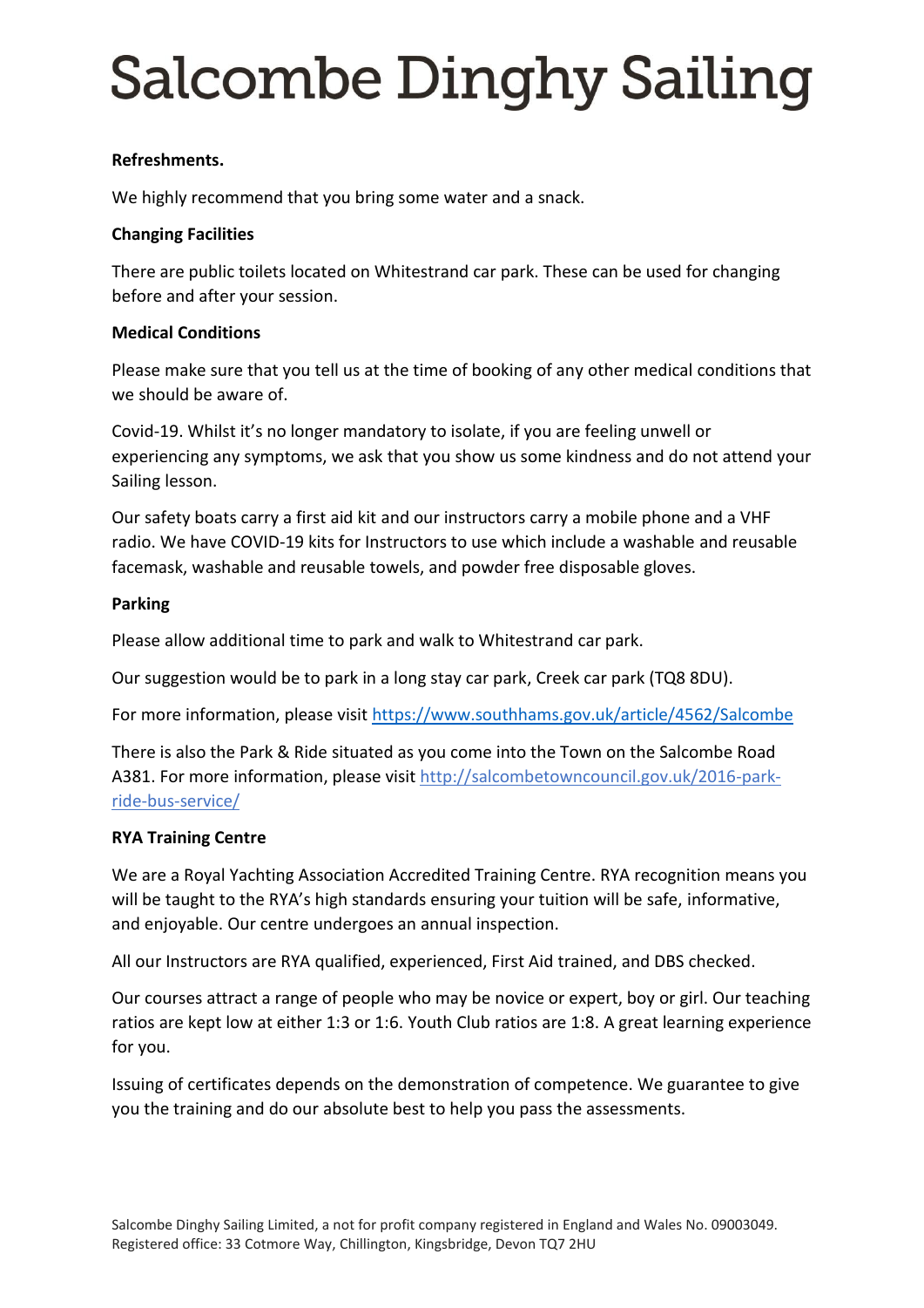# Salcombe Dinghy Sailing

**Refreshments.**

We highly recommend that you bring some water and a snack.

**Changing Facilities**

There are public toilets located on Whitestrand car park. These can be used for changing before and after your session.

**Medical Conditions**

Please make sure that you tell us at the time of booking of any other medical conditions that we should be aware of.

Covid-19. Whilst it's no longer mandatory to isolate, if you are feeling unwell or experiencing any symptoms, we ask that you show us some kindness and do not attend your Sailing lesson.

Our safety boats carry a first aid kit and our instructors carry a mobile phone and a VHF radio. We have COVID-19 kits for Instructors to use which include a washable and reusable facemask, washable and reusable towels, and powder free disposable gloves.

**Parking**

Please allow additional time to park and walk to Whitestrand car park.

Our suggestion would be to park in a long stay car park, Creek car park (TQ8 8DU).

For more information, please visit [https://www.southhams.gov.uk/article/4562/Salcombe](https://www.southhams.gov.uk/article/4562/Salcombe)

There is also the Park & Ride situated as you come into the Town on the Salcombe Road A381. For more information, please visit [http://salcombetowncouncil.gov.uk/2016-park-ride-bus-service/](http://salcombetowncouncil.gov.uk/2016-park-ride-bus-service/)

**RYA Training Centre**

We are a Royal Yachting Association Accredited Training Centre. RYA recognition means you will be taught to the RYA's high standards ensuring your tuition will be safe, informative, and enjoyable. Our centre undergoes an annual inspection.

All our Instructors are RYA qualified, experienced, First Aid trained, and DBS checked.

Our courses attract a range of people who may be novice or expert, boy or girl. Our teaching ratios are kept low at either 1:3 or 1:6. Youth Club ratios are 1:8. A great learning experience for you.

Issuing of certificates depends on the demonstration of competence. We guarantee to give you the training and do our absolute best to help you pass the assessments.

Salcombe Dinghy Sailing Limited, a not for profit company registered in England and Wales No. 09003049.
Registered office: 33 Cotmore Way, Chillington, Kingsbridge, Devon TQ7 2HU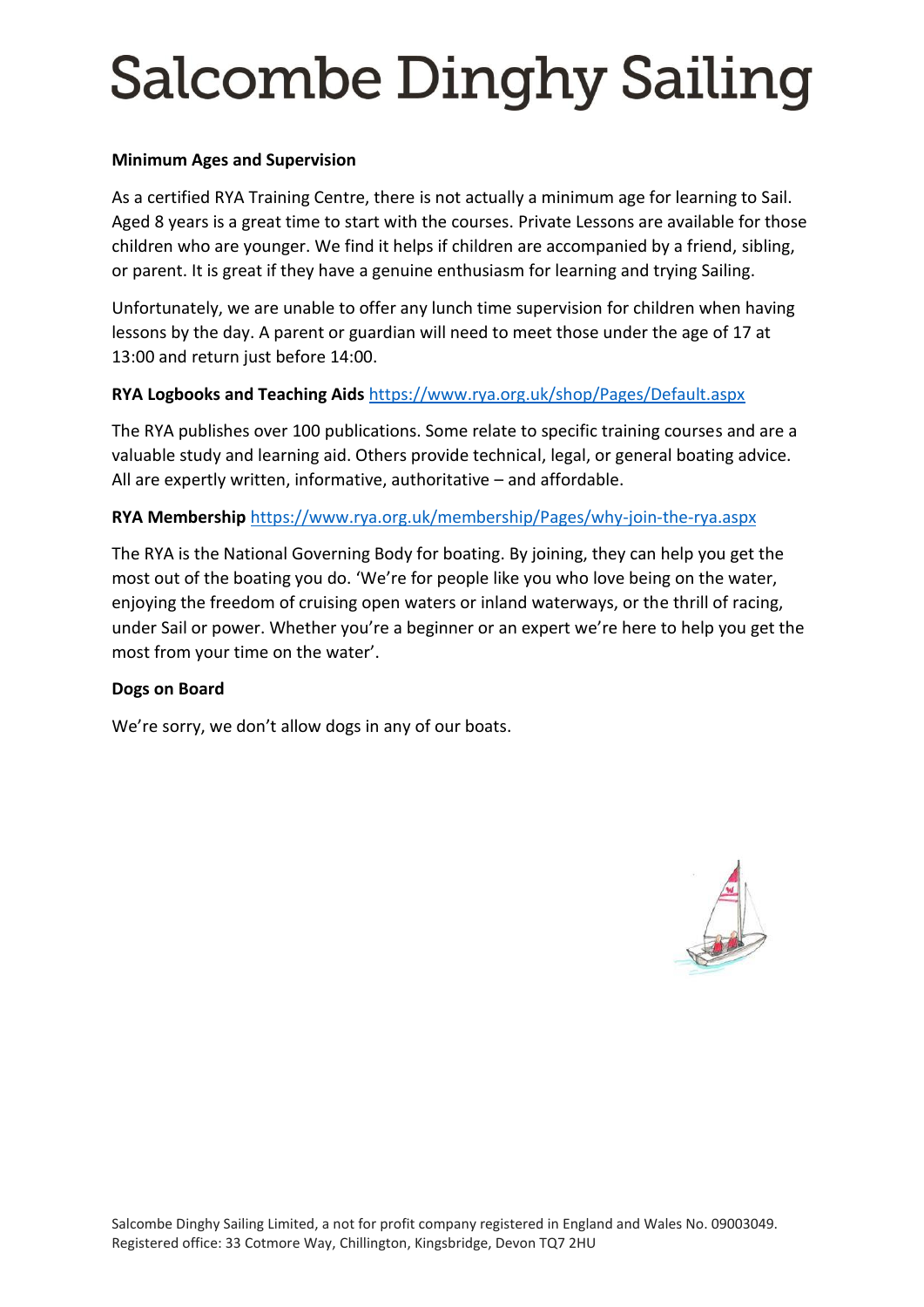# Salcombe Dinghy Sailing

**Minimum Ages and Supervision**

As a certified RYA Training Centre, there is not actually a minimum age for learning to Sail. Aged 8 years is a great time to start with the courses. Private Lessons are available for those children who are younger. We find it helps if children are accompanied by a friend, sibling, or parent. It is great if they have a genuine enthusiasm for learning and trying Sailing.

Unfortunately, we are unable to offer any lunch time supervision for children when having lessons by the day. A parent or guardian will need to meet those under the age of 17 at 13:00 and return just before 14:00.

**RYA Logbooks and Teaching Aids** https://www.rya.org.uk/shop/Pages/Default.aspx

The RYA publishes over 100 publications. Some relate to specific training courses and are a valuable study and learning aid. Others provide technical, legal, or general boating advice. All are expertly written, informative, authoritative – and affordable.

**RYA Membership** https://www.rya.org.uk/membership/Pages/why-join-the-rya.aspx

The RYA is the National Governing Body for boating. By joining, they can help you get the most out of the boating you do. 'We're for people like you who love being on the water, enjoying the freedom of cruising open waters or inland waterways, or the thrill of racing, under Sail or power. Whether you're a beginner or an expert we're here to help you get the most from your time on the water'.

**Dogs on Board**

We're sorry, we don't allow dogs in any of our boats.

Salcombe Dinghy Sailing Limited, a not for profit company registered in England and Wales No. 09003049.
Registered office: 33 Cotmore Way, Chillington, Kingsbridge, Devon TQ7 2HU